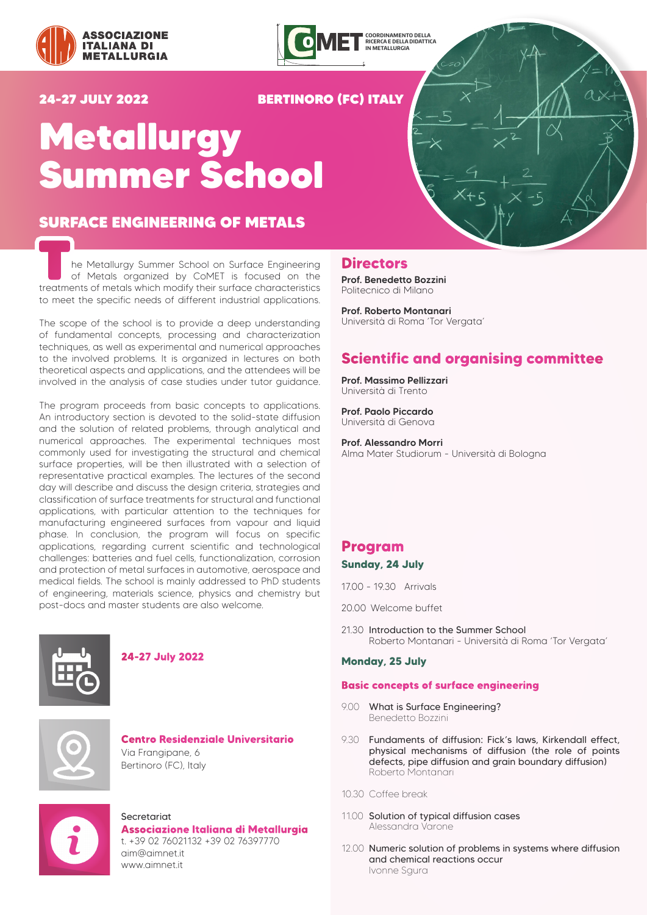ASSOCIAZIONE ITALIANA DI METALLURGIA

COMET COORDINAMENTO DELLA RICERCA E DELLA DIDATTICA IN METALLURGIA

**24-27 JULY 2022** **BERTINORO (FC) ITALY**

# Metallurgy Summer School

## SURFACE ENGINEERING OF METALS

The Metallurgy Summer School on Surface Engineering of Metals organized by CoMET is focused on the treatments of metals which modify their surface characteristics to meet the specific needs of different industrial applications.

The scope of the school is to provide a deep understanding of fundamental concepts, processing and characterization techniques, as well as experimental and numerical approaches to the involved problems. It is organized in lectures on both theoretical aspects and applications, and the attendees will be involved in the analysis of case studies under tutor guidance.

The program proceeds from basic concepts to applications. An introductory section is devoted to the solid-state diffusion and the solution of related problems, through analytical and numerical approaches. The experimental techniques most commonly used for investigating the structural and chemical surface properties, will be then illustrated with a selection of representative practical examples. The lectures of the second day will describe and discuss the design criteria, strategies and classification of surface treatments for structural and functional applications, with particular attention to the techniques for manufacturing engineered surfaces from vapour and liquid phase. In conclusion, the program will focus on specific applications, regarding current scientific and technological challenges: batteries and fuel cells, functionalization, corrosion and protection of metal surfaces in automotive, aerospace and medical fields. The school is mainly addressed to PhD students of engineering, materials science, physics and chemistry but post-docs and master students are also welcome.

**24-27 July 2022**

**Centro Residenziale Universitario**
Via Frangipane, 6
Bertinoro (FC), Italy

Secretariat
**Associazione Italiana di Metallurgia**
t. +39 02 76021132 +39 02 76397770
aim@aimnet.it
www.aimnet.it

## Directors

**Prof. Benedetto Bozzini**
Politecnico di Milano

**Prof. Roberto Montanari**
Università di Roma 'Tor Vergata'

## Scientific and organising committee

**Prof. Massimo Pellizzari**
Università di Trento

**Prof. Paolo Piccardo**
Università di Genova

**Prof. Alessandro Morri**
Alma Mater Studiorum - Università di Bologna

## Program

### Sunday, 24 July

17.00 - 19.30 Arrivals

20.00 Welcome buffet

21.30 Introduction to the Summer School
Roberto Montanari - Università di Roma 'Tor Vergata'

### Monday, 25 July

**Basic concepts of surface engineering**

9.00 What is Surface Engineering?
Benedetto Bozzini

9.30 Fundaments of diffusion: Fick's laws, Kirkendall effect, physical mechanisms of diffusion (the role of points defects, pipe diffusion and grain boundary diffusion)
Roberto Montanari

10.30 Coffee break

11.00 Solution of typical diffusion cases
Alessandra Varone

12.00 Numeric solution of problems in systems where diffusion and chemical reactions occur
Ivonne Sgura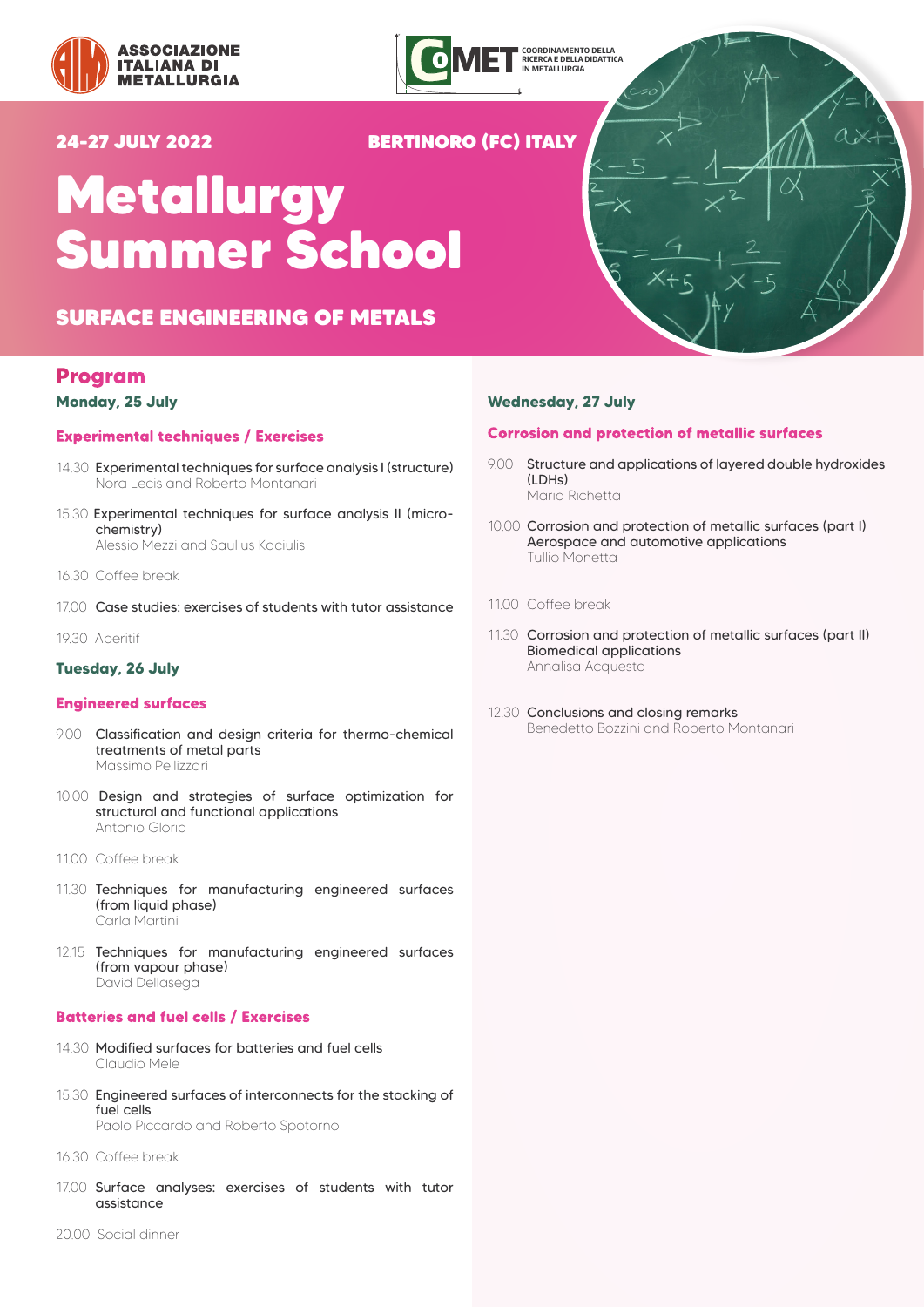ASSOCIAZIONE ITALIANA DI METALLURGIA

COMET — COORDINAMENTO DELLA RICERCA E DELLA DIDATTICA IN METALLURGIA

**24-27 JULY 2022** **BERTINORO (FC) ITALY**

# Metallurgy Summer School

## SURFACE ENGINEERING OF METALS

## Program

### Monday, 25 July

#### Experimental techniques / Exercises

14.30 Experimental techniques for surface analysis I (structure)
Nora Lecis and Roberto Montanari

15.30 Experimental techniques for surface analysis II (micro-chemistry)
Alessio Mezzi and Saulius Kaciulis

16.30 Coffee break

17.00 Case studies: exercises of students with tutor assistance

19.30 Aperitif

### Tuesday, 26 July

#### Engineered surfaces

9.00 Classification and design criteria for thermo-chemical treatments of metal parts
Massimo Pellizzari

10.00 Design and strategies of surface optimization for structural and functional applications
Antonio Gloria

11.00 Coffee break

11.30 Techniques for manufacturing engineered surfaces (from liquid phase)
Carla Martini

12.15 Techniques for manufacturing engineered surfaces (from vapour phase)
David Dellasega

#### Batteries and fuel cells / Exercises

14.30 Modified surfaces for batteries and fuel cells
Claudio Mele

15.30 Engineered surfaces of interconnects for the stacking of fuel cells
Paolo Piccardo and Roberto Spotorno

16.30 Coffee break

17.00 Surface analyses: exercises of students with tutor assistance

20.00 Social dinner

### Wednesday, 27 July

#### Corrosion and protection of metallic surfaces

9.00 Structure and applications of layered double hydroxides (LDHs)
Maria Richetta

10.00 Corrosion and protection of metallic surfaces (part I)
Aerospace and automotive applications
Tullio Monetta

11.00 Coffee break

11.30 Corrosion and protection of metallic surfaces (part II)
Biomedical applications
Annalisa Acquesta

12.30 Conclusions and closing remarks
Benedetto Bozzini and Roberto Montanari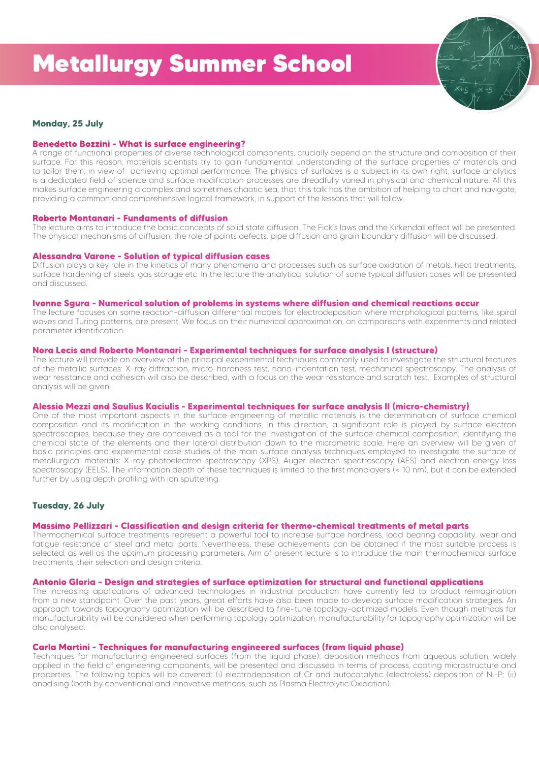# Metallurgy Summer School

## Monday, 25 July

### Benedetto Bozzini - What is surface engineering?

A range of functional properties of diverse technological components, crucially depend on the structure and composition of their surface. For this reason, materials scientists try to gain fundamental understanding of the surface properties of materials and to tailor them, in view of achieving optimal performance. The physics of surfaces is a subject in its own right, surface analytics is a dedicated field of science and surface modification processes are dreadfully varied in physical and chemical nature. All this makes surface engineering a complex and sometimes chaotic sea, that this talk has the ambition of helping to chart and navigate, providing a common and comprehensive logical framework, in support of the lessons that will follow.

### Roberto Montanari - Fundaments of diffusion

The lecture aims to introduce the basic concepts of solid state diffusion. The Fick's laws and the Kirkendall effect will be presented. The physical mechanisms of diffusion, the role of points defects, pipe diffusion and grain boundary diffusion will be discussed.

### Alessandra Varone - Solution of typical diffusion cases

Diffusion plays a key role in the kinetics of many phenomena and processes such as surface oxidation of metals, heat treatments, surface hardening of steels, gas storage etc. In the lecture the analytical solution of some typical diffusion cases will be presented and discussed.

### Ivonne Sgura - Numerical solution of problems in systems where diffusion and chemical reactions occur

The lecture focuses on some reaction-diffusion differential models for electrodeposition where morphological patterns, like spiral waves and Turing patterns, are present. We focus on their numerical approximation, on comparisons with experiments and related parameter identification.

### Nora Lecis and Roberto Montanari - Experimental techniques for surface analysis I (structure)

The lecture will provide an overview of the principal experimental techniques commonly used to investigate the structural features of the metallic surfaces: X-ray diffraction, micro-hardness test, nano-indentation test, mechanical spectroscopy. The analysis of wear resistance and adhesion will also be described, with a focus on the wear resistance and scratch test. Examples of structural analysis will be given.

### Alessio Mezzi and Saulius Kaciulis - Experimental techniques for surface analysis II (micro-chemistry)

One of the most important aspects in the surface engineering of metallic materials is the determination of surface chemical composition and its modification in the working conditions. In this direction, a significant role is played by surface electron spectroscopies, because they are conceived as a tool for the investigation of the surface chemical composition, identifying the chemical state of the elements and their lateral distribution down to the micrometric scale. Here an overview will be given of basic principles and experimental case studies of the main surface analysis techniques employed to investigate the surface of metallurgical materials: X-ray photoelectron spectroscopy (XPS), Auger electron spectroscopy (AES) and electron energy loss spectroscopy (EELS). The information depth of these techniques is limited to the first monolayers (< 10 nm), but it can be extended further by using depth profiling with ion sputtering.

## Tuesday, 26 July

### Massimo Pellizzari - Classification and design criteria for thermo-chemical treatments of metal parts

Thermochemical surface treatments represent a powerful tool to increase surface hardness, load bearing capability, wear and fatigue resistance of steel and metal parts. Nevertheless, these achievements can be obtained if the most suitable process is selected, as well as the optimum processing parameters. Aim of present lecture is to introduce the main thermochemical surface treatments, their selection and design criteria.

### Antonio Gloria - Design and strategies of surface optimization for structural and functional applications

The increasing applications of advanced technologies in industrial production have currently led to product reimagination from a new standpoint. Over the past years, great efforts have also been made to develop surface modification strategies. An approach towards topography optimization will be described to fine-tune topology-optimized models. Even though methods for manufacturability will be considered when performing topology optimization, manufacturability for topography optimization will be also analysed.

### Carla Martini - Techniques for manufacturing engineered surfaces (from liquid phase)

Techniques for manufacturing engineered surfaces (from the liquid phase): deposition methods from aqueous solution, widely applied in the field of engineering components, will be presented and discussed in terms of process, coating microstructure and properties. The following topics will be covered: (i) electrodeposition of Cr and autocatalytic (electroless) deposition of Ni-P; (ii) anodising (both by conventional and innovative methods, such as Plasma Electrolytic Oxidation).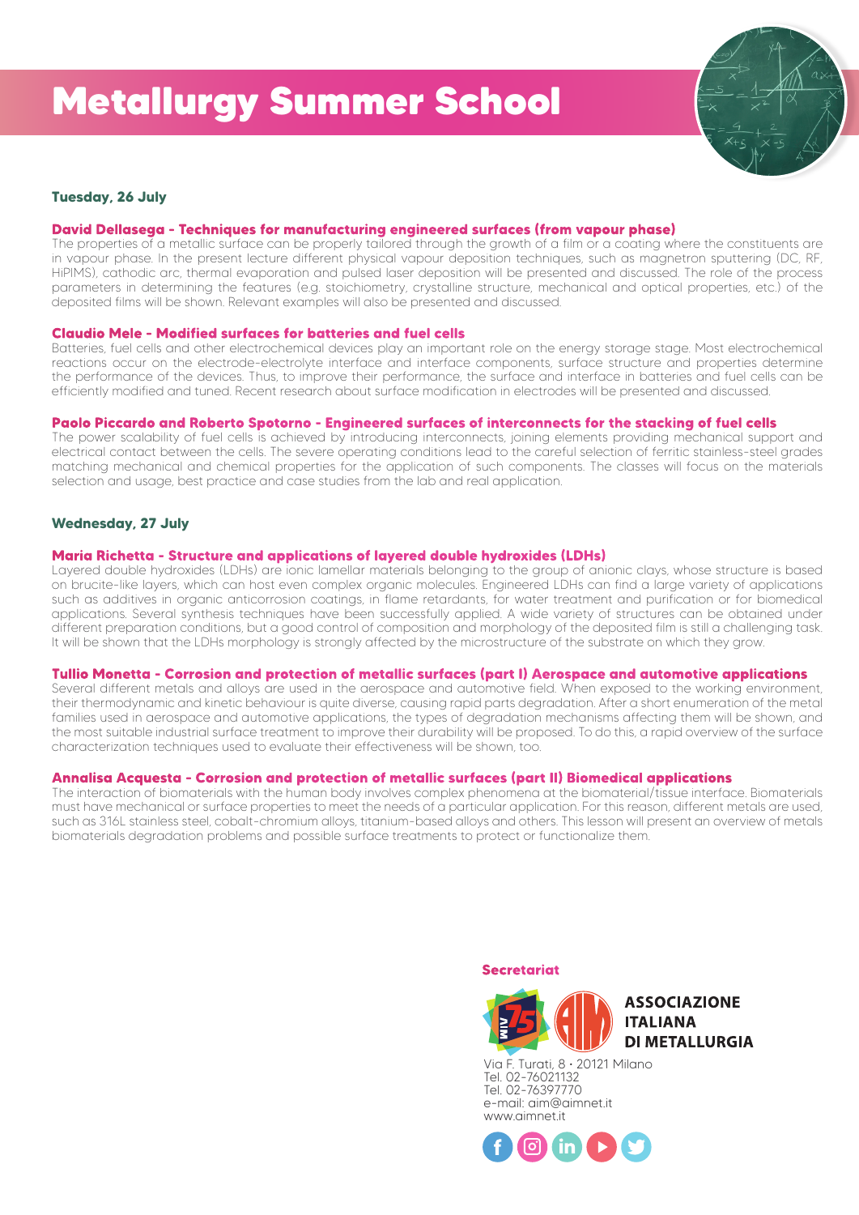# Metallurgy Summer School

## Tuesday, 26 July

### David Dellasega - Techniques for manufacturing engineered surfaces (from vapour phase)

The properties of a metallic surface can be properly tailored through the growth of a film or a coating where the constituents are in vapour phase. In the present lecture different physical vapour deposition techniques, such as magnetron sputtering (DC, RF, HiPIMS), cathodic arc, thermal evaporation and pulsed laser deposition will be presented and discussed. The role of the process parameters in determining the features (e.g. stoichiometry, crystalline structure, mechanical and optical properties, etc.) of the deposited films will be shown. Relevant examples will also be presented and discussed.

### Claudio Mele - Modified surfaces for batteries and fuel cells

Batteries, fuel cells and other electrochemical devices play an important role on the energy storage stage. Most electrochemical reactions occur on the electrode-electrolyte interface and interface components, surface structure and properties determine the performance of the devices. Thus, to improve their performance, the surface and interface in batteries and fuel cells can be efficiently modified and tuned. Recent research about surface modification in electrodes will be presented and discussed.

### Paolo Piccardo and Roberto Spotorno - Engineered surfaces of interconnects for the stacking of fuel cells

The power scalability of fuel cells is achieved by introducing interconnects, joining elements providing mechanical support and electrical contact between the cells. The severe operating conditions lead to the careful selection of ferritic stainless-steel grades matching mechanical and chemical properties for the application of such components. The classes will focus on the materials selection and usage, best practice and case studies from the lab and real application.

## Wednesday, 27 July

### Maria Richetta - Structure and applications of layered double hydroxides (LDHs)

Layered double hydroxides (LDHs) are ionic lamellar materials belonging to the group of anionic clays, whose structure is based on brucite-like layers, which can host even complex organic molecules. Engineered LDHs can find a large variety of applications such as additives in organic anticorrosion coatings, in flame retardants, for water treatment and purification or for biomedical applications. Several synthesis techniques have been successfully applied. A wide variety of structures can be obtained under different preparation conditions, but a good control of composition and morphology of the deposited film is still a challenging task. It will be shown that the LDHs morphology is strongly affected by the microstructure of the substrate on which they grow.

### Tullio Monetta - Corrosion and protection of metallic surfaces (part I) Aerospace and automotive applications

Several different metals and alloys are used in the aerospace and automotive field. When exposed to the working environment, their thermodynamic and kinetic behaviour is quite diverse, causing rapid parts degradation. After a short enumeration of the metal families used in aerospace and automotive applications, the types of degradation mechanisms affecting them will be shown, and the most suitable industrial surface treatment to improve their durability will be proposed. To do this, a rapid overview of the surface characterization techniques used to evaluate their effectiveness will be shown, too.

### Annalisa Acquesta - Corrosion and protection of metallic surfaces (part II) Biomedical applications

The interaction of biomaterials with the human body involves complex phenomena at the biomaterial/tissue interface. Biomaterials must have mechanical or surface properties to meet the needs of a particular application. For this reason, different metals are used, such as 316L stainless steel, cobalt-chromium alloys, titanium-based alloys and others. This lesson will present an overview of metals biomaterials degradation problems and possible surface treatments to protect or functionalize them.

**Secretariat**

**ASSOCIAZIONE ITALIANA DI METALLURGIA**

Via F. Turati, 8 • 20121 Milano
Tel. 02-76021132
Tel. 02-76397770
e-mail: aim@aimnet.it
www.aimnet.it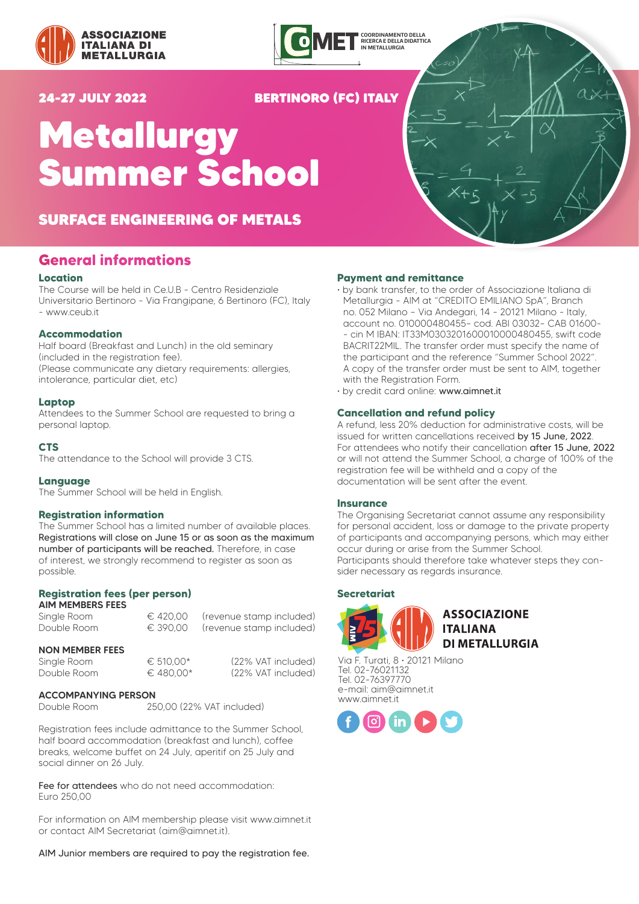ASSOCIAZIONE ITALIANA DI METALLURGIA

COMET COORDINAMENTO DELLA RICERCA E DELLA DIDATTICA IN METALLURGIA

24-27 JULY 2022 BERTINORO (FC) ITALY

# Metallurgy Summer School

## SURFACE ENGINEERING OF METALS

## General informations

### Location

The Course will be held in Ce.U.B - Centro Residenziale Universitario Bertinoro - Via Frangipane, 6 Bertinoro (FC), Italy - www.ceub.it

### Accommodation

Half board (Breakfast and Lunch) in the old seminary (included in the registration fee).
(Please communicate any dietary requirements: allergies, intolerance, particular diet, etc)

### Laptop

Attendees to the Summer School are requested to bring a personal laptop.

### CTS

The attendance to the School will provide 3 CTS.

### Language

The Summer School will be held in English.

### Registration information

The Summer School has a limited number of available places. Registrations will close on June 15 or as soon as the maximum number of participants will be reached. Therefore, in case of interest, we strongly recommend to register as soon as possible.

### Registration fees (per person)

**AIM MEMBERS FEES**

| | | |
|---|---|---|
| Single Room | € 420,00 | (revenue stamp included) |
| Double Room | € 390,00 | (revenue stamp included) |

**NON MEMBER FEES**

| | | |
|---|---|---|
| Single Room | € 510,00* | (22% VAT included) |
| Double Room | € 480,00* | (22% VAT included) |

**ACCOMPANYING PERSON**

| | |
|---|---|
| Double Room | 250,00 (22% VAT included) |

Registration fees include admittance to the Summer School, half board accommodation (breakfast and lunch), coffee breaks, welcome buffet on 24 July, aperitif on 25 July and social dinner on 26 July.

Fee for attendees who do not need accommodation: Euro 250,00

For information on AIM membership please visit www.aimnet.it or contact AIM Secretariat (aim@aimnet.it).

AIM Junior members are required to pay the registration fee.

### Payment and remittance

- by bank transfer, to the order of Associazione Italiana di Metallurgia - AIM at "CREDITO EMILIANO SpA", Branch no. 052 Milano - Via Andegari, 14 - 20121 Milano - Italy, account no. 010000480455- cod. ABI 03032- CAB 01600- - cin M IBAN: IT33M0303201600010000480455, swift code BACRIT22MIL. The transfer order must specify the name of the participant and the reference "Summer School 2022". A copy of the transfer order must be sent to AIM, together with the Registration Form.
- by credit card online: www.aimnet.it

### Cancellation and refund policy

A refund, less 20% deduction for administrative costs, will be issued for written cancellations received by 15 June, 2022. For attendees who notify their cancellation after 15 June, 2022 or will not attend the Summer School, a charge of 100% of the registration fee will be withheld and a copy of the documentation will be sent after the event.

### Insurance

The Organising Secretariat cannot assume any responsibility for personal accident, loss or damage to the private property of participants and accompanying persons, which may either occur during or arise from the Summer School.
Participants should therefore take whatever steps they consider necessary as regards insurance.

### Secretariat

ASSOCIAZIONE ITALIANA DI METALLURGIA

Via F. Turati, 8 • 20121 Milano
Tel. 02-76021132
Tel. 02-76397770
e-mail: aim@aimnet.it
www.aimnet.it